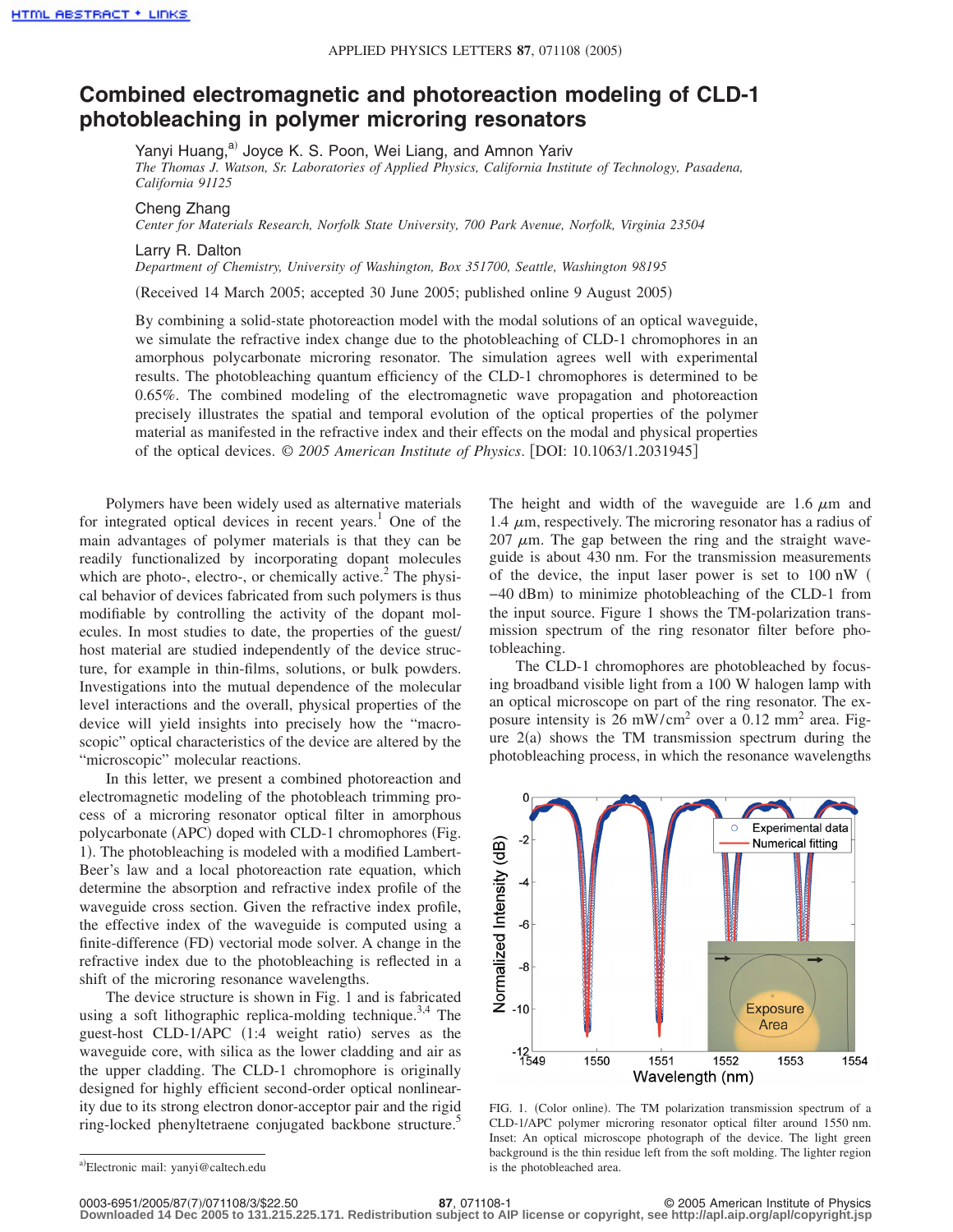# Combined electromagnetic and photoreaction modeling of CLD-1 photobleaching in polymer microring resonators

Yanyi Huang,[a] Joyce K. S. Poon, Wei Liang, and Amnon Yariv
*The Thomas J. Watson, Sr. Laboratories of Applied Physics, California Institute of Technology, Pasadena, California 91125*

Cheng Zhang
*Center for Materials Research, Norfolk State University, 700 Park Avenue, Norfolk, Virginia 23504*

Larry R. Dalton
*Department of Chemistry, University of Washington, Box 351700, Seattle, Washington 98195*

(Received 14 March 2005; accepted 30 June 2005; published online 9 August 2005)

By combining a solid-state photoreaction model with the modal solutions of an optical waveguide, we simulate the refractive index change due to the photobleaching of CLD-1 chromophores in an amorphous polycarbonate microring resonator. The simulation agrees well with experimental results. The photobleaching quantum efficiency of the CLD-1 chromophores is determined to be 0.65%. The combined modeling of the electromagnetic wave propagation and photoreaction precisely illustrates the spatial and temporal evolution of the optical properties of the polymer material as manifested in the refractive index and their effects on the modal and physical properties of the optical devices. © *2005 American Institute of Physics*. [DOI: 10.1063/1.2031945]

Polymers have been widely used as alternative materials for integrated optical devices in recent years.[1] One of the main advantages of polymer materials is that they can be readily functionalized by incorporating dopant molecules which are photo-, electro-, or chemically active.[2] The physical behavior of devices fabricated from such polymers is thus modifiable by controlling the activity of the dopant molecules. In most studies to date, the properties of the guest/host material are studied independently of the device structure, for example in thin-films, solutions, or bulk powders. Investigations into the mutual dependence of the molecular level interactions and the overall, physical properties of the device will yield insights into precisely how the "macroscopic" optical characteristics of the device are altered by the "microscopic" molecular reactions.

In this letter, we present a combined photoreaction and electromagnetic modeling of the photobleach trimming process of a microring resonator optical filter in amorphous polycarbonate (APC) doped with CLD-1 chromophores (Fig. 1). The photobleaching is modeled with a modified Lambert-Beer's law and a local photoreaction rate equation, which determine the absorption and refractive index profile of the waveguide cross section. Given the refractive index profile, the effective index of the waveguide is computed using a finite-difference (FD) vectorial mode solver. A change in the refractive index due to the photobleaching is reflected in a shift of the microring resonance wavelengths.

The device structure is shown in Fig. 1 and is fabricated using a soft lithographic replica-molding technique.[3,4] The guest-host CLD-1/APC (1:4 weight ratio) serves as the waveguide core, with silica as the lower cladding and air as the upper cladding. The CLD-1 chromophore is originally designed for highly efficient second-order optical nonlinearity due to its strong electron donor-acceptor pair and the rigid ring-locked phenyltetraene conjugated backbone structure.[5] The height and width of the waveguide are 1.6 $\mu$m and 1.4 $\mu$m, respectively. The microring resonator has a radius of 207 $\mu$m. The gap between the ring and the straight waveguide is about 430 nm. For the transmission measurements of the device, the input laser power is set to 100 nW (−40 dBm) to minimize photobleaching of the CLD-1 from the input source. Figure 1 shows the TM-polarization transmission spectrum of the ring resonator filter before photobleaching.

The CLD-1 chromophores are photobleached by focusing broadband visible light from a 100 W halogen lamp with an optical microscope on part of the ring resonator. The exposure intensity is 26 mW/cm$^2$ over a 0.12 mm$^2$ area. Figure 2(a) shows the TM transmission spectrum during the photobleaching process, in which the resonance wavelengths

FIG. 1. (Color online). The TM polarization transmission spectrum of a CLD-1/APC polymer microring resonator optical filter around 1550 nm. Inset: An optical microscope photograph of the device. The light green background is the thin residue left from the soft molding. The lighter region is the photobleached area.

[a]Electronic mail: yanyi@caltech.edu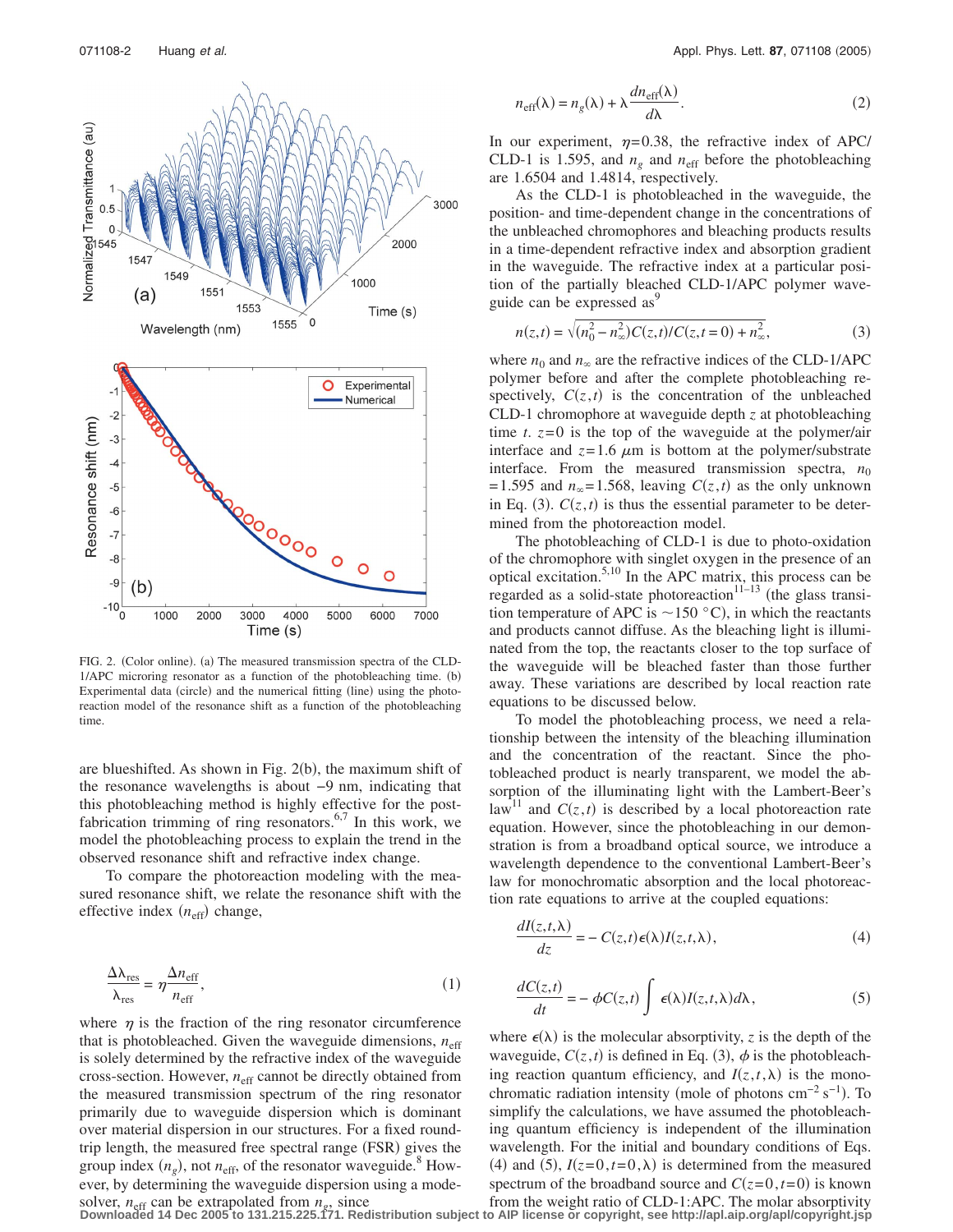FIG. 2. (Color online). (a) The measured transmission spectra of the CLD-1/APC microring resonator as a function of the photobleaching time. (b) Experimental data (circle) and the numerical fitting (line) using the photoreaction model of the resonance shift as a function of the photobleaching time.

are blueshifted. As shown in Fig. 2(b), the maximum shift of the resonance wavelengths is about −9 nm, indicating that this photobleaching method is highly effective for the post-fabrication trimming of ring resonators.[6,7] In this work, we model the photobleaching process to explain the trend in the observed resonance shift and refractive index change.

To compare the photoreaction modeling with the measured resonance shift, we relate the resonance shift with the effective index ($n_{\text{eff}}$) change,

$$\frac{\Delta\lambda_{\text{res}}}{\lambda_{\text{res}}} = \eta \frac{\Delta n_{\text{eff}}}{n_{\text{eff}}}, \tag{1}$$

where $\eta$ is the fraction of the ring resonator circumference that is photobleached. Given the waveguide dimensions, $n_{\text{eff}}$ is solely determined by the refractive index of the waveguide cross-section. However, $n_{\text{eff}}$ cannot be directly obtained from the measured transmission spectrum of the ring resonator primarily due to waveguide dispersion which is dominant over material dispersion in our structures. For a fixed round-trip length, the measured free spectral range (FSR) gives the group index ($n_g$), not $n_{\text{eff}}$, of the resonator waveguide.[8] However, by determining the waveguide dispersion using a mode-solver, $n_{\text{eff}}$ can be extrapolated from $n_g$, since

$$n_{\text{eff}}(\lambda) = n_g(\lambda) + \lambda \frac{dn_{\text{eff}}(\lambda)}{d\lambda}. \tag{2}$$

In our experiment, $\eta=0.38$, the refractive index of APC/CLD-1 is 1.595, and $n_g$ and $n_{\text{eff}}$ before the photobleaching are 1.6504 and 1.4814, respectively.

As the CLD-1 is photobleached in the waveguide, the position- and time-dependent change in the concentrations of the unbleached chromophores and bleaching products results in a time-dependent refractive index and absorption gradient in the waveguide. The refractive index at a particular position of the partially bleached CLD-1/APC polymer waveguide can be expressed as[9]

$$n(z,t) = \sqrt{(n_0^2 - n_\infty^2)C(z,t)/C(z,t=0) + n_\infty^2}, \tag{3}$$

where $n_0$ and $n_\infty$ are the refractive indices of the CLD-1/APC polymer before and after the complete photobleaching respectively, $C(z,t)$ is the concentration of the unbleached CLD-1 chromophore at waveguide depth $z$ at photobleaching time $t$. $z=0$ is the top of the waveguide at the polymer/air interface and $z=1.6$ $\mu$m is bottom at the polymer/substrate interface. From the measured transmission spectra, $n_0=1.595$ and $n_\infty=1.568$, leaving $C(z,t)$ as the only unknown in Eq. (3). $C(z,t)$ is thus the essential parameter to be determined from the photoreaction model.

The photobleaching of CLD-1 is due to photo-oxidation of the chromophore with singlet oxygen in the presence of an optical excitation.[5,10] In the APC matrix, this process can be regarded as a solid-state photoreaction[11–13] (the glass transition temperature of APC is ~150 °C), in which the reactants and products cannot diffuse. As the bleaching light is illuminated from the top, the reactants closer to the top surface of the waveguide will be bleached faster than those further away. These variations are described by local reaction rate equations to be discussed below.

To model the photobleaching process, we need a relationship between the intensity of the bleaching illumination and the concentration of the reactant. Since the photobleached product is nearly transparent, we model the absorption of the illuminating light with the Lambert-Beer's law[11] and $C(z,t)$ is described by a local photoreaction rate equation. However, since the photobleaching in our demonstration is from a broadband optical source, we introduce a wavelength dependence to the conventional Lambert-Beer's law for monochromatic absorption and the local photoreaction rate equations to arrive at the coupled equations:

$$\frac{dI(z,t,\lambda)}{dz} = -C(z,t)\epsilon(\lambda)I(z,t,\lambda), \tag{4}$$

$$\frac{dC(z,t)}{dt} = -\phi C(z,t)\int \epsilon(\lambda)I(z,t,\lambda)d\lambda, \tag{5}$$

where $\epsilon(\lambda)$ is the molecular absorptivity, $z$ is the depth of the waveguide, $C(z,t)$ is defined in Eq. (3), $\phi$ is the photobleaching reaction quantum efficiency, and $I(z,t,\lambda)$ is the monochromatic radiation intensity (mole of photons cm$^{-2}$ s$^{-1}$). To simplify the calculations, we have assumed the photobleaching quantum efficiency is independent of the illumination wavelength. For the initial and boundary conditions of Eqs. (4) and (5), $I(z=0,t=0,\lambda)$ is determined from the measured spectrum of the broadband source and $C(z=0,t=0)$ is known from the weight ratio of CLD-1:APC. The molar absorptivity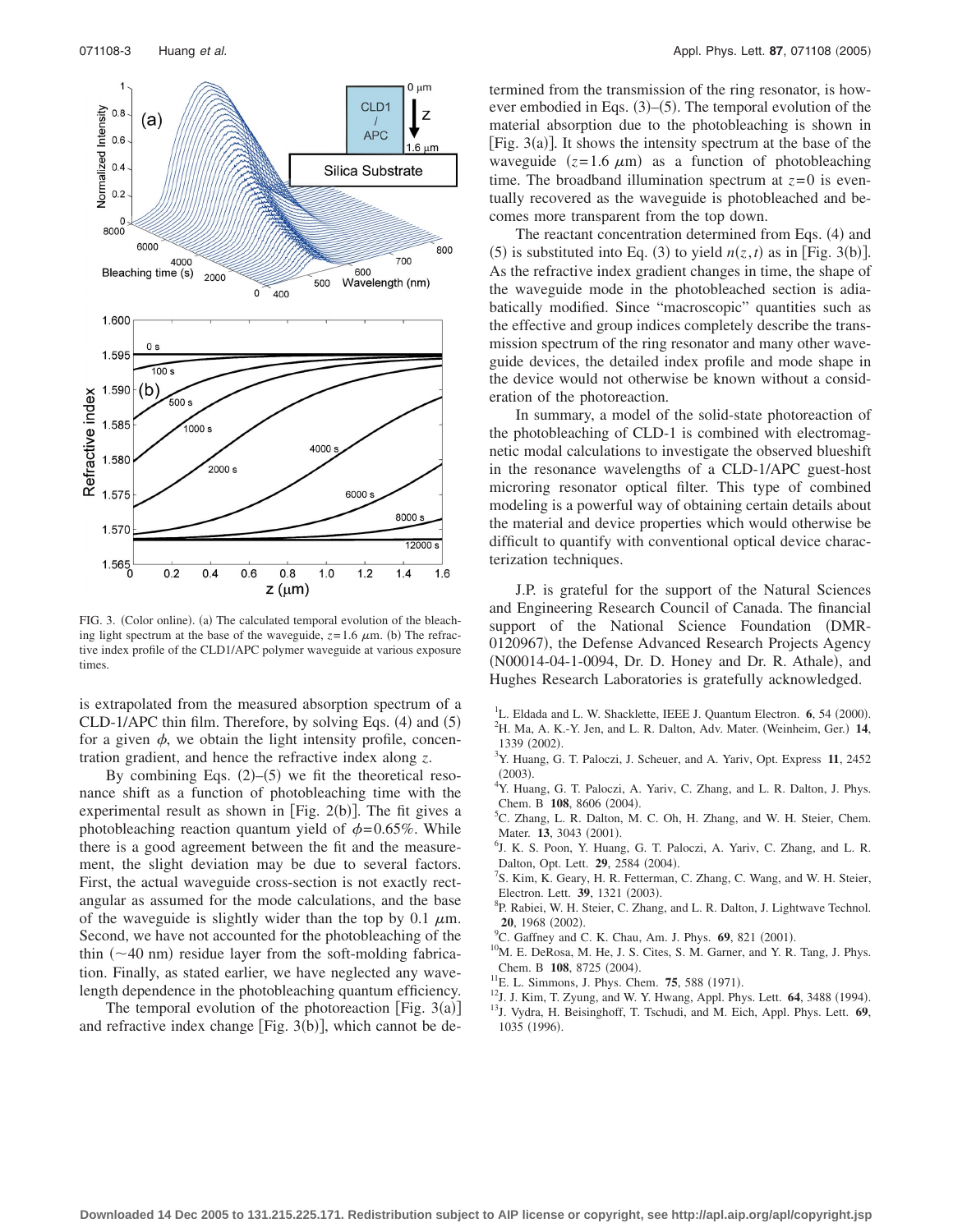(a)

Normalized Intensity

1

0.8

0.6

0.4

0.2

0

8000

6000

4000

Bleaching time (s)

2000

0

400

500

600

700

800

Wavelength (nm)

CLD1 / APC

0 μm

Z

1.6 μm

Silica Substrate

(b)

Refractive index

1.600

1.595

1.590

1.585

1.580

1.575

1.570

1.565

0 s

100 s

500 s

1000 s

2000 s

4000 s

6000 s

8000 s

12000 s

0

0.2

0.4

0.6

0.8

1.0

1.2

1.4

1.6

z (μm)

FIG. 3. (Color online). (a) The calculated temporal evolution of the bleaching light spectrum at the base of the waveguide, $z=1.6$ $\mu$m. (b) The refractive index profile of the CLD1/APC polymer waveguide at various exposure times.

is extrapolated from the measured absorption spectrum of a CLD-1/APC thin film. Therefore, by solving Eqs. (4) and (5) for a given $\phi$, we obtain the light intensity profile, concentration gradient, and hence the refractive index along $z$.

By combining Eqs. (2)–(5) we fit the theoretical resonance shift as a function of photobleaching time with the experimental result as shown in [Fig. 2(b)]. The fit gives a photobleaching reaction quantum yield of $\phi=0.65\%$. While there is a good agreement between the fit and the measurement, the slight deviation may be due to several factors. First, the actual waveguide cross-section is not exactly rectangular as assumed for the mode calculations, and the base of the waveguide is slightly wider than the top by 0.1 $\mu$m. Second, we have not accounted for the photobleaching of the thin ($\sim$40 nm) residue layer from the soft-molding fabrication. Finally, as stated earlier, we have neglected any wavelength dependence in the photobleaching quantum efficiency.

The temporal evolution of the photoreaction [Fig. 3(a)] and refractive index change [Fig. 3(b)], which cannot be determined from the transmission of the ring resonator, is however embodied in Eqs. (3)–(5). The temporal evolution of the material absorption due to the photobleaching is shown in [Fig. 3(a)]. It shows the intensity spectrum at the base of the waveguide ($z=1.6$ $\mu$m) as a function of photobleaching time. The broadband illumination spectrum at $z=0$ is eventually recovered as the waveguide is photobleached and becomes more transparent from the top down.

The reactant concentration determined from Eqs. (4) and (5) is substituted into Eq. (3) to yield $n(z,t)$ as in [Fig. 3(b)]. As the refractive index gradient changes in time, the shape of the waveguide mode in the photobleached section is adiabatically modified. Since "macroscopic" quantities such as the effective and group indices completely describe the transmission spectrum of the ring resonator and many other waveguide devices, the detailed index profile and mode shape in the device would not otherwise be known without a consideration of the photoreaction.

In summary, a model of the solid-state photoreaction of the photobleaching of CLD-1 is combined with electromagnetic modal calculations to investigate the observed blueshift in the resonance wavelengths of a CLD-1/APC guest-host microring resonator optical filter. This type of combined modeling is a powerful way of obtaining certain details about the material and device properties which would otherwise be difficult to quantify with conventional optical device characterization techniques.

J.P. is grateful for the support of the Natural Sciences and Engineering Research Council of Canada. The financial support of the National Science Foundation (DMR-0120967), the Defense Advanced Research Projects Agency (N00014-04-1-0094, Dr. D. Honey and Dr. R. Athale), and Hughes Research Laboratories is gratefully acknowledged.

[1] L. Eldada and L. W. Shacklette, IEEE J. Quantum Electron. **6**, 54 (2000).
[2] H. Ma, A. K.-Y. Jen, and L. R. Dalton, Adv. Mater. (Weinheim, Ger.) **14**, 1339 (2002).
[3] Y. Huang, G. T. Paloczi, J. Scheuer, and A. Yariv, Opt. Express **11**, 2452 (2003).
[4] Y. Huang, G. T. Paloczi, A. Yariv, C. Zhang, and L. R. Dalton, J. Phys. Chem. B **108**, 8606 (2004).
[5] C. Zhang, L. R. Dalton, M. C. Oh, H. Zhang, and W. H. Steier, Chem. Mater. **13**, 3043 (2001).
[6] J. K. S. Poon, Y. Huang, G. T. Paloczi, A. Yariv, C. Zhang, and L. R. Dalton, Opt. Lett. **29**, 2584 (2004).
[7] S. Kim, K. Geary, H. R. Fetterman, C. Zhang, C. Wang, and W. H. Steier, Electron. Lett. **39**, 1321 (2003).
[8] P. Rabiei, W. H. Steier, C. Zhang, and L. R. Dalton, J. Lightwave Technol. **20**, 1968 (2002).
[9] C. Gaffney and C. K. Chau, Am. J. Phys. **69**, 821 (2001).
[10] M. E. DeRosa, M. He, J. S. Cites, S. M. Garner, and Y. R. Tang, J. Phys. Chem. B **108**, 8725 (2004).
[11] E. L. Simmons, J. Phys. Chem. **75**, 588 (1971).
[12] J. J. Kim, T. Zyung, and W. Y. Hwang, Appl. Phys. Lett. **64**, 3488 (1994).
[13] J. Vydra, H. Beisinghoff, T. Tschudi, and M. Eich, Appl. Phys. Lett. **69**, 1035 (1996).